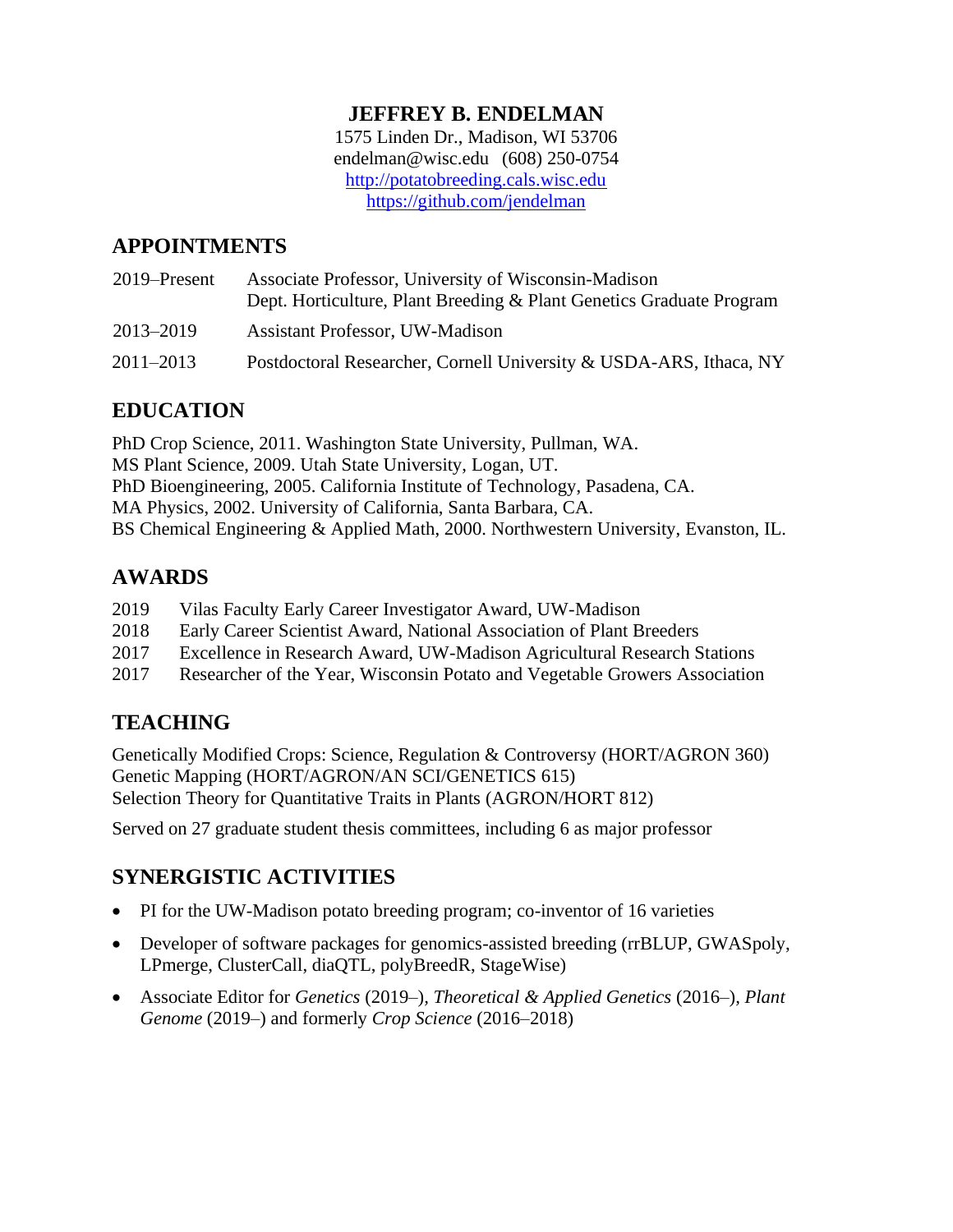# JEFFREY B. ENDELMAN

1575 Linden Dr., Madison, WI 53706
endelman@wisc.edu (608) 250-0754
http://potatobreeding.cals.wisc.edu
https://github.com/jendelman

## APPOINTMENTS

| | |
|---|---|
| 2019–Present | Associate Professor, University of Wisconsin-Madison<br>Dept. Horticulture, Plant Breeding & Plant Genetics Graduate Program |
| 2013–2019 | Assistant Professor, UW-Madison |
| 2011–2013 | Postdoctoral Researcher, Cornell University & USDA-ARS, Ithaca, NY |

## EDUCATION

PhD Crop Science, 2011. Washington State University, Pullman, WA.
MS Plant Science, 2009. Utah State University, Logan, UT.
PhD Bioengineering, 2005. California Institute of Technology, Pasadena, CA.
MA Physics, 2002. University of California, Santa Barbara, CA.
BS Chemical Engineering & Applied Math, 2000. Northwestern University, Evanston, IL.

## AWARDS

| | |
|---|---|
| 2019 | Vilas Faculty Early Career Investigator Award, UW-Madison |
| 2018 | Early Career Scientist Award, National Association of Plant Breeders |
| 2017 | Excellence in Research Award, UW-Madison Agricultural Research Stations |
| 2017 | Researcher of the Year, Wisconsin Potato and Vegetable Growers Association |

## TEACHING

Genetically Modified Crops: Science, Regulation & Controversy (HORT/AGRON 360)
Genetic Mapping (HORT/AGRON/AN SCI/GENETICS 615)
Selection Theory for Quantitative Traits in Plants (AGRON/HORT 812)

Served on 27 graduate student thesis committees, including 6 as major professor

## SYNERGISTIC ACTIVITIES

- PI for the UW-Madison potato breeding program; co-inventor of 16 varieties
- Developer of software packages for genomics-assisted breeding (rrBLUP, GWASpoly, LPmerge, ClusterCall, diaQTL, polyBreedR, StageWise)
- Associate Editor for *Genetics* (2019–), *Theoretical & Applied Genetics* (2016–), *Plant Genome* (2019–) and formerly *Crop Science* (2016–2018)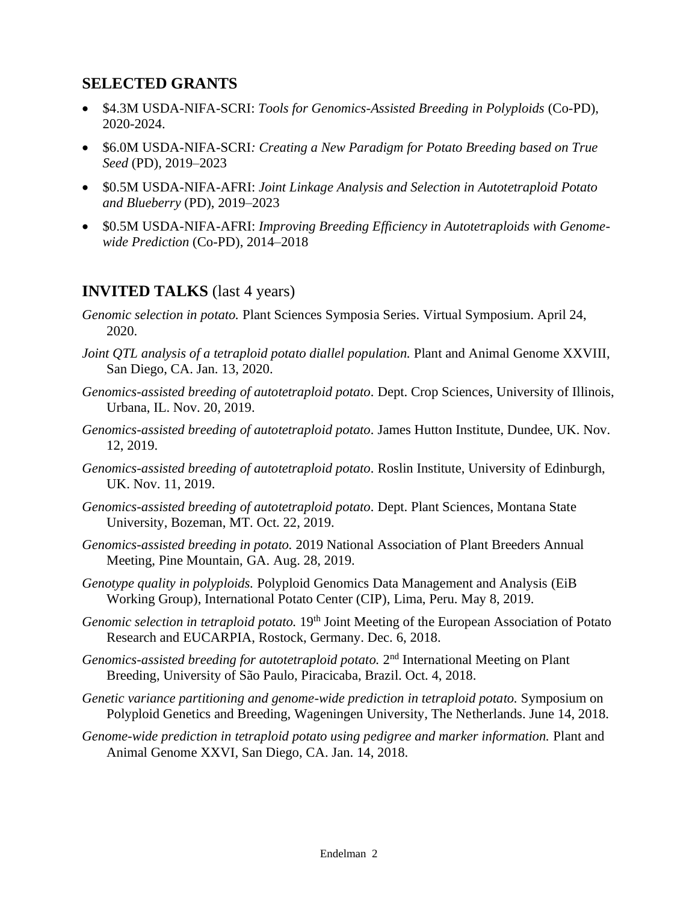## SELECTED GRANTS

- \$4.3M USDA-NIFA-SCRI: *Tools for Genomics-Assisted Breeding in Polyploids* (Co-PD), 2020-2024.
- \$6.0M USDA-NIFA-SCRI*: Creating a New Paradigm for Potato Breeding based on True Seed* (PD), 2019–2023
- \$0.5M USDA-NIFA-AFRI: *Joint Linkage Analysis and Selection in Autotetraploid Potato and Blueberry* (PD), 2019–2023
- \$0.5M USDA-NIFA-AFRI: *Improving Breeding Efficiency in Autotetraploids with Genome-wide Prediction* (Co-PD), 2014–2018

## INVITED TALKS (last 4 years)

*Genomic selection in potato.* Plant Sciences Symposia Series. Virtual Symposium. April 24, 2020.

*Joint QTL analysis of a tetraploid potato diallel population.* Plant and Animal Genome XXVIII, San Diego, CA. Jan. 13, 2020.

*Genomics-assisted breeding of autotetraploid potato*. Dept. Crop Sciences, University of Illinois, Urbana, IL. Nov. 20, 2019.

*Genomics-assisted breeding of autotetraploid potato*. James Hutton Institute, Dundee, UK. Nov. 12, 2019.

*Genomics-assisted breeding of autotetraploid potato*. Roslin Institute, University of Edinburgh, UK. Nov. 11, 2019.

*Genomics-assisted breeding of autotetraploid potato*. Dept. Plant Sciences, Montana State University, Bozeman, MT. Oct. 22, 2019.

*Genomics-assisted breeding in potato.* 2019 National Association of Plant Breeders Annual Meeting, Pine Mountain, GA. Aug. 28, 2019.

*Genotype quality in polyploids.* Polyploid Genomics Data Management and Analysis (EiB Working Group), International Potato Center (CIP), Lima, Peru. May 8, 2019.

*Genomic selection in tetraploid potato.* 19th Joint Meeting of the European Association of Potato Research and EUCARPIA, Rostock, Germany. Dec. 6, 2018.

*Genomics-assisted breeding for autotetraploid potato.* 2nd International Meeting on Plant Breeding, University of São Paulo, Piracicaba, Brazil. Oct. 4, 2018.

*Genetic variance partitioning and genome-wide prediction in tetraploid potato.* Symposium on Polyploid Genetics and Breeding, Wageningen University, The Netherlands. June 14, 2018.

*Genome-wide prediction in tetraploid potato using pedigree and marker information.* Plant and Animal Genome XXVI, San Diego, CA. Jan. 14, 2018.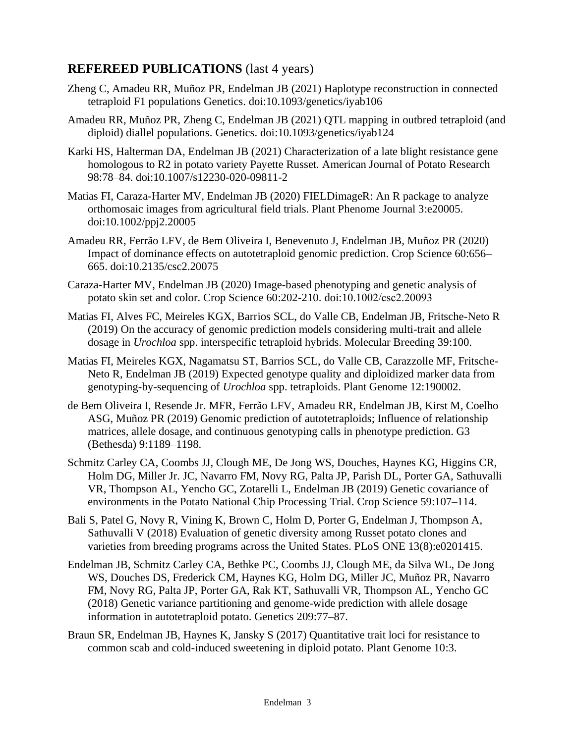## **REFEREED PUBLICATIONS** (last 4 years)

Zheng C, Amadeu RR, Muñoz PR, Endelman JB (2021) Haplotype reconstruction in connected tetraploid F1 populations Genetics. doi:10.1093/genetics/iyab106

Amadeu RR, Muñoz PR, Zheng C, Endelman JB (2021) QTL mapping in outbred tetraploid (and diploid) diallel populations. Genetics. doi:10.1093/genetics/iyab124

Karki HS, Halterman DA, Endelman JB (2021) Characterization of a late blight resistance gene homologous to R2 in potato variety Payette Russet. American Journal of Potato Research 98:78–84. doi:10.1007/s12230-020-09811-2

Matias FI, Caraza-Harter MV, Endelman JB (2020) FIELDimageR: An R package to analyze orthomosaic images from agricultural field trials. Plant Phenome Journal 3:e20005. doi:10.1002/ppj2.20005

Amadeu RR, Ferrão LFV, de Bem Oliveira I, Benevenuto J, Endelman JB, Muñoz PR (2020) Impact of dominance effects on autotetraploid genomic prediction. Crop Science 60:656–665. doi:10.2135/csc2.20075

Caraza-Harter MV, Endelman JB (2020) Image-based phenotyping and genetic analysis of potato skin set and color. Crop Science 60:202-210. doi:10.1002/csc2.20093

Matias FI, Alves FC, Meireles KGX, Barrios SCL, do Valle CB, Endelman JB, Fritsche-Neto R (2019) On the accuracy of genomic prediction models considering multi-trait and allele dosage in *Urochloa* spp. interspecific tetraploid hybrids. Molecular Breeding 39:100.

Matias FI, Meireles KGX, Nagamatsu ST, Barrios SCL, do Valle CB, Carazzolle MF, Fritsche-Neto R, Endelman JB (2019) Expected genotype quality and diploidized marker data from genotyping-by-sequencing of *Urochloa* spp. tetraploids. Plant Genome 12:190002.

de Bem Oliveira I, Resende Jr. MFR, Ferrão LFV, Amadeu RR, Endelman JB, Kirst M, Coelho ASG, Muñoz PR (2019) Genomic prediction of autotetraploids; Influence of relationship matrices, allele dosage, and continuous genotyping calls in phenotype prediction. G3 (Bethesda) 9:1189–1198.

Schmitz Carley CA, Coombs JJ, Clough ME, De Jong WS, Douches, Haynes KG, Higgins CR, Holm DG, Miller Jr. JC, Navarro FM, Novy RG, Palta JP, Parish DL, Porter GA, Sathuvalli VR, Thompson AL, Yencho GC, Zotarelli L, Endelman JB (2019) Genetic covariance of environments in the Potato National Chip Processing Trial. Crop Science 59:107–114.

Bali S, Patel G, Novy R, Vining K, Brown C, Holm D, Porter G, Endelman J, Thompson A, Sathuvalli V (2018) Evaluation of genetic diversity among Russet potato clones and varieties from breeding programs across the United States. PLoS ONE 13(8):e0201415.

Endelman JB, Schmitz Carley CA, Bethke PC, Coombs JJ, Clough ME, da Silva WL, De Jong WS, Douches DS, Frederick CM, Haynes KG, Holm DG, Miller JC, Muñoz PR, Navarro FM, Novy RG, Palta JP, Porter GA, Rak KT, Sathuvalli VR, Thompson AL, Yencho GC (2018) Genetic variance partitioning and genome-wide prediction with allele dosage information in autotetraploid potato. Genetics 209:77–87.

Braun SR, Endelman JB, Haynes K, Jansky S (2017) Quantitative trait loci for resistance to common scab and cold-induced sweetening in diploid potato. Plant Genome 10:3.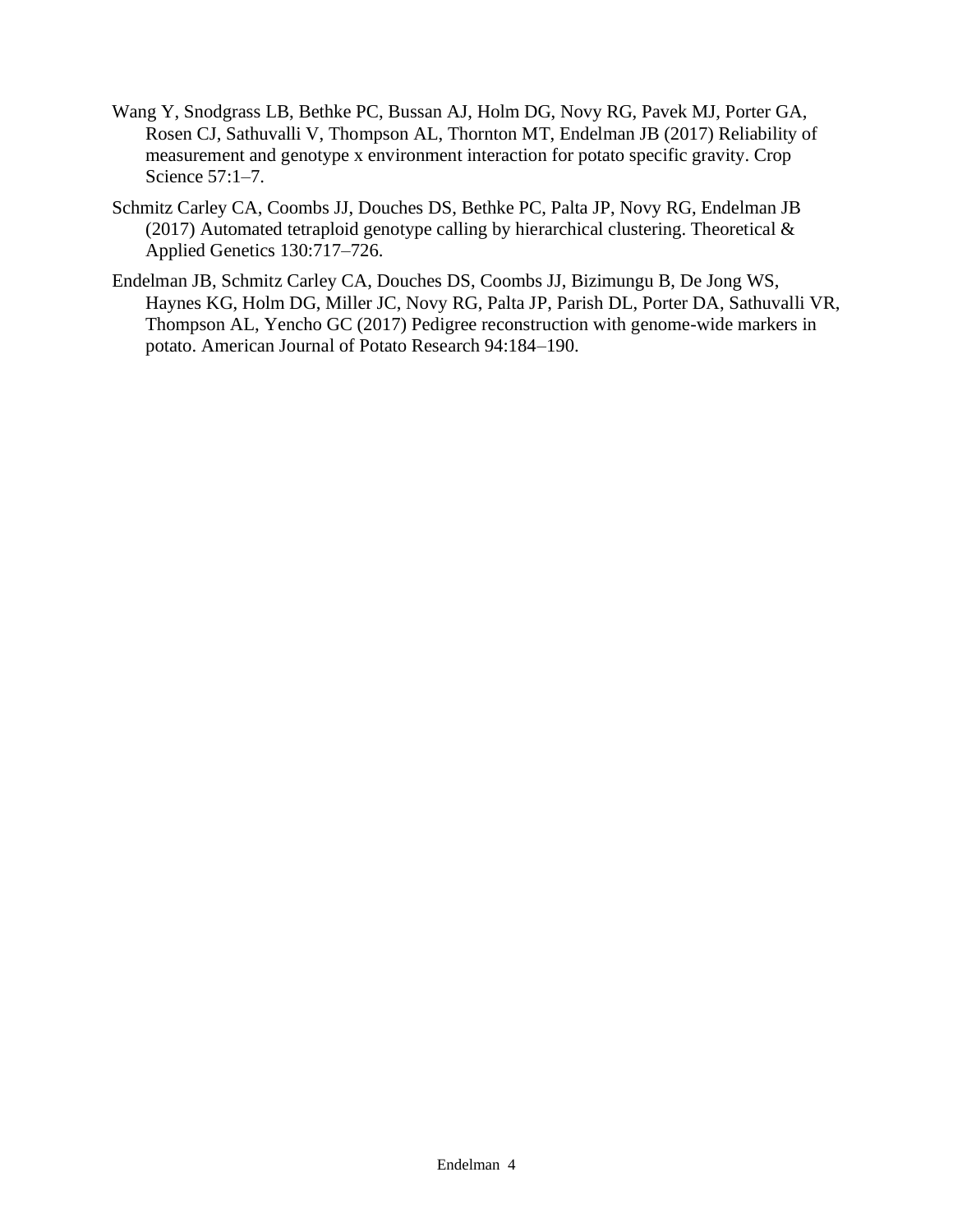Wang Y, Snodgrass LB, Bethke PC, Bussan AJ, Holm DG, Novy RG, Pavek MJ, Porter GA, Rosen CJ, Sathuvalli V, Thompson AL, Thornton MT, Endelman JB (2017) Reliability of measurement and genotype x environment interaction for potato specific gravity. Crop Science 57:1–7.

Schmitz Carley CA, Coombs JJ, Douches DS, Bethke PC, Palta JP, Novy RG, Endelman JB (2017) Automated tetraploid genotype calling by hierarchical clustering. Theoretical & Applied Genetics 130:717–726.

Endelman JB, Schmitz Carley CA, Douches DS, Coombs JJ, Bizimungu B, De Jong WS, Haynes KG, Holm DG, Miller JC, Novy RG, Palta JP, Parish DL, Porter DA, Sathuvalli VR, Thompson AL, Yencho GC (2017) Pedigree reconstruction with genome-wide markers in potato. American Journal of Potato Research 94:184–190.